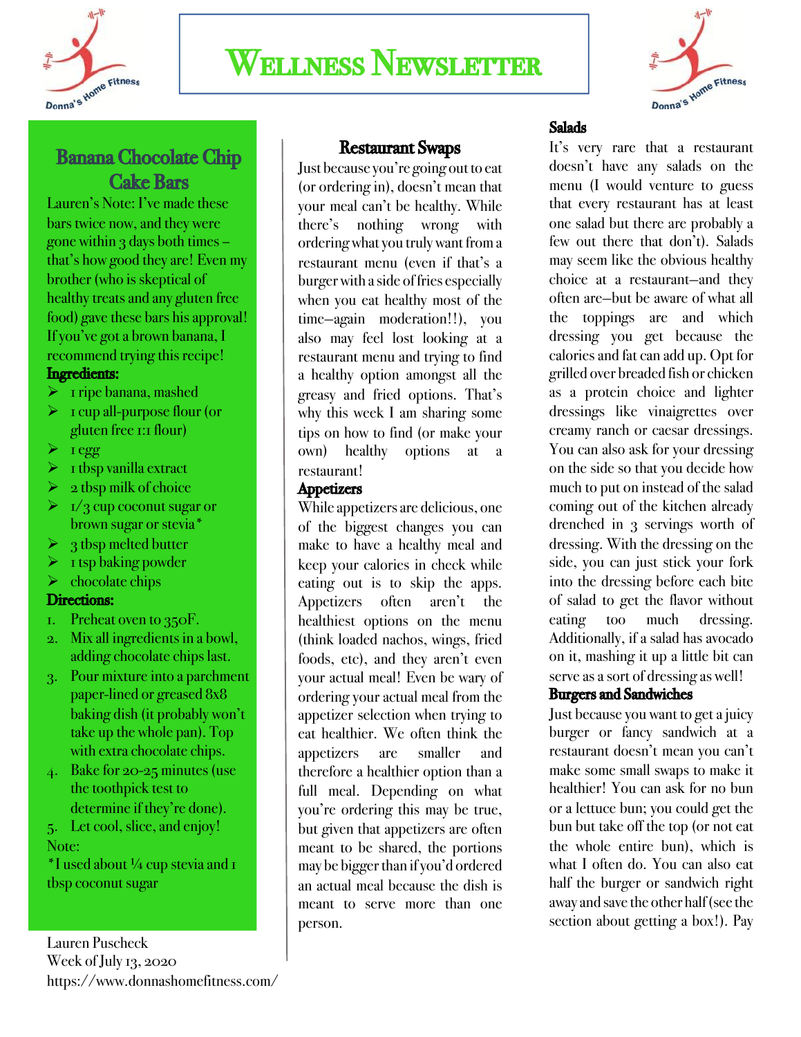# Wellness Newsletter

## Banana Chocolate Chip Cake Bars

Lauren's Note: I've made these bars twice now, and they were gone within 3 days both times – that's how good they are! Even my brother (who is skeptical of healthy treats and any gluten free food) gave these bars his approval! If you've got a brown banana, I recommend trying this recipe!

**Ingredients:**

- 1 ripe banana, mashed
- 1 cup all-purpose flour (or gluten free 1:1 flour)
- 1 egg
- 1 tbsp vanilla extract
- 2 tbsp milk of choice
- 1/3 cup coconut sugar or brown sugar or stevia*
- 3 tbsp melted butter
- 1 tsp baking powder
- chocolate chips

**Directions:**

1. Preheat oven to 350F.
2. Mix all ingredients in a bowl, adding chocolate chips last.
3. Pour mixture into a parchment paper-lined or greased 8x8 baking dish (it probably won't take up the whole pan). Top with extra chocolate chips.
4. Bake for 20-25 minutes (use the toothpick test to determine if they're done).
5. Let cool, slice, and enjoy!

Note:

*I used about ¼ cup stevia and 1 tbsp coconut sugar

Lauren Puscheck
Week of July 13, 2020
https://www.donnashomefitness.com/

## Restaurant Swaps

Just because you're going out to eat (or ordering in), doesn't mean that your meal can't be healthy. While there's nothing wrong with ordering what you truly want from a restaurant menu (even if that's a burger with a side of fries especially when you eat healthy most of the time—again moderation!!), you also may feel lost looking at a restaurant menu and trying to find a healthy option amongst all the greasy and fried options. That's why this week I am sharing some tips on how to find (or make your own) healthy options at a restaurant!

### Appetizers

While appetizers are delicious, one of the biggest changes you can make to have a healthy meal and keep your calories in check while eating out is to skip the apps. Appetizers often aren't the healthiest options on the menu (think loaded nachos, wings, fried foods, etc), and they aren't even your actual meal! Even be wary of ordering your actual meal from the appetizer selection when trying to eat healthier. We often think the appetizers are smaller and therefore a healthier option than a full meal. Depending on what you're ordering this may be true, but given that appetizers are often meant to be shared, the portions may be bigger than if you'd ordered an actual meal because the dish is meant to serve more than one person.

### Salads

It's very rare that a restaurant doesn't have any salads on the menu (I would venture to guess that every restaurant has at least one salad but there are probably a few out there that don't). Salads may seem like the obvious healthy choice at a restaurant—and they often are—but be aware of what all the toppings are and which dressing you get because the calories and fat can add up. Opt for grilled over breaded fish or chicken as a protein choice and lighter dressings like vinaigrettes over creamy ranch or caesar dressings. You can also ask for your dressing on the side so that you decide how much to put on instead of the salad coming out of the kitchen already drenched in 3 servings worth of dressing. With the dressing on the side, you can just stick your fork into the dressing before each bite of salad to get the flavor without eating too much dressing. Additionally, if a salad has avocado on it, mashing it up a little bit can serve as a sort of dressing as well!

### Burgers and Sandwiches

Just because you want to get a juicy burger or fancy sandwich at a restaurant doesn't mean you can't make some small swaps to make it healthier! You can ask for no bun or a lettuce bun; you could get the bun but take off the top (or not eat the whole entire bun), which is what I often do. You can also eat half the burger or sandwich right away and save the other half (see the section about getting a box!). Pay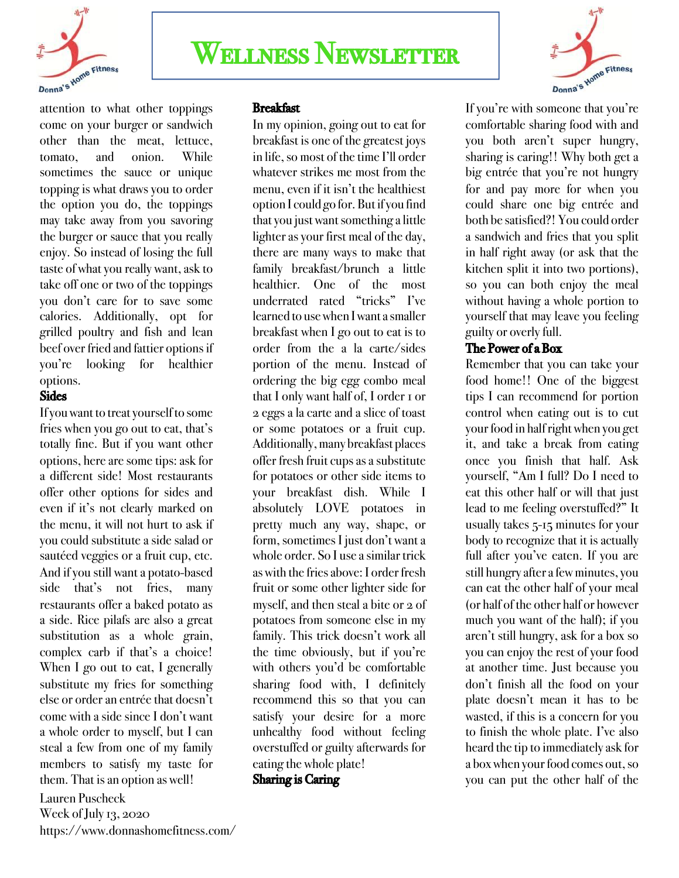# Wellness Newsletter

attention to what other toppings come on your burger or sandwich other than the meat, lettuce, tomato, and onion. While sometimes the sauce or unique topping is what draws you to order the option you do, the toppings may take away from you savoring the burger or sauce that you really enjoy. So instead of losing the full taste of what you really want, ask to take off one or two of the toppings you don't care for to save some calories. Additionally, opt for grilled poultry and fish and lean beef over fried and fattier options if you're looking for healthier options.

**Sides**

If you want to treat yourself to some fries when you go out to eat, that's totally fine. But if you want other options, here are some tips: ask for a different side! Most restaurants offer other options for sides and even if it's not clearly marked on the menu, it will not hurt to ask if you could substitute a side salad or sautéed veggies or a fruit cup, etc. And if you still want a potato-based side that's not fries, many restaurants offer a baked potato as a side. Rice pilafs are also a great substitution as a whole grain, complex carb if that's a choice! When I go out to eat, I generally substitute my fries for something else or order an entrée that doesn't come with a side since I don't want a whole order to myself, but I can steal a few from one of my family members to satisfy my taste for them. That is an option as well!

**Breakfast**

In my opinion, going out to eat for breakfast is one of the greatest joys in life, so most of the time I'll order whatever strikes me most from the menu, even if it isn't the healthiest option I could go for. But if you find that you just want something a little lighter as your first meal of the day, there are many ways to make that family breakfast/brunch a little healthier. One of the most underrated rated "tricks" I've learned to use when I want a smaller breakfast when I go out to eat is to order from the a la carte/sides portion of the menu. Instead of ordering the big egg combo meal that I only want half of, I order 1 or 2 eggs a la carte and a slice of toast or some potatoes or a fruit cup. Additionally, many breakfast places offer fresh fruit cups as a substitute for potatoes or other side items to your breakfast dish. While I absolutely LOVE potatoes in pretty much any way, shape, or form, sometimes I just don't want a whole order. So I use a similar trick as with the fries above: I order fresh fruit or some other lighter side for myself, and then steal a bite or 2 of potatoes from someone else in my family. This trick doesn't work all the time obviously, but if you're with others you'd be comfortable sharing food with, I definitely recommend this so that you can satisfy your desire for a more unhealthy food without feeling overstuffed or guilty afterwards for eating the whole plate!

**Sharing is Caring**

If you're with someone that you're comfortable sharing food with and you both aren't super hungry, sharing is caring!! Why both get a big entrée that you're not hungry for and pay more for when you could share one big entrée and both be satisfied?! You could order a sandwich and fries that you split in half right away (or ask that the kitchen split it into two portions), so you can both enjoy the meal without having a whole portion to yourself that may leave you feeling guilty or overly full.

**The Power of a Box**

Remember that you can take your food home!! One of the biggest tips I can recommend for portion control when eating out is to cut your food in half right when you get it, and take a break from eating once you finish that half. Ask yourself, "Am I full? Do I need to eat this other half or will that just lead to me feeling overstuffed?" It usually takes 5-15 minutes for your body to recognize that it is actually full after you've eaten. If you are still hungry after a few minutes, you can eat the other half of your meal (or half of the other half or however much you want of the half); if you aren't still hungry, ask for a box so you can enjoy the rest of your food at another time. Just because you don't finish all the food on your plate doesn't mean it has to be wasted, if this is a concern for you to finish the whole plate. I've also heard the tip to immediately ask for a box when your food comes out, so you can put the other half of the

Lauren Puscheck
Week of July 13, 2020
https://www.donnashomefitness.com/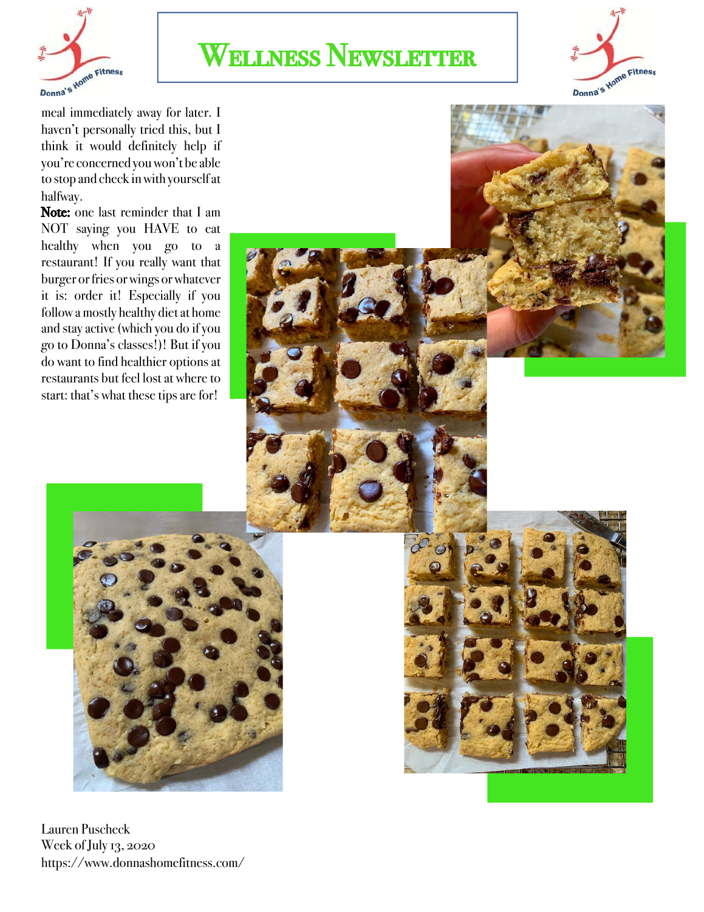# Wellness Newsletter

meal immediately away for later. I haven't personally tried this, but I think it would definitely help if you're concerned you won't be able to stop and check in with yourself at halfway.

**Note:** one last reminder that I am NOT saying you HAVE to eat healthy when you go to a restaurant! If you really want that burger or fries or wings or whatever it is: order it! Especially if you follow a mostly healthy diet at home and stay active (which you do if you go to Donna's classes!)! But if you do want to find healthier options at restaurants but feel lost at where to start: that's what these tips are for!

Lauren Puscheck
Week of July 13, 2020
https://www.donnashomefitness.com/